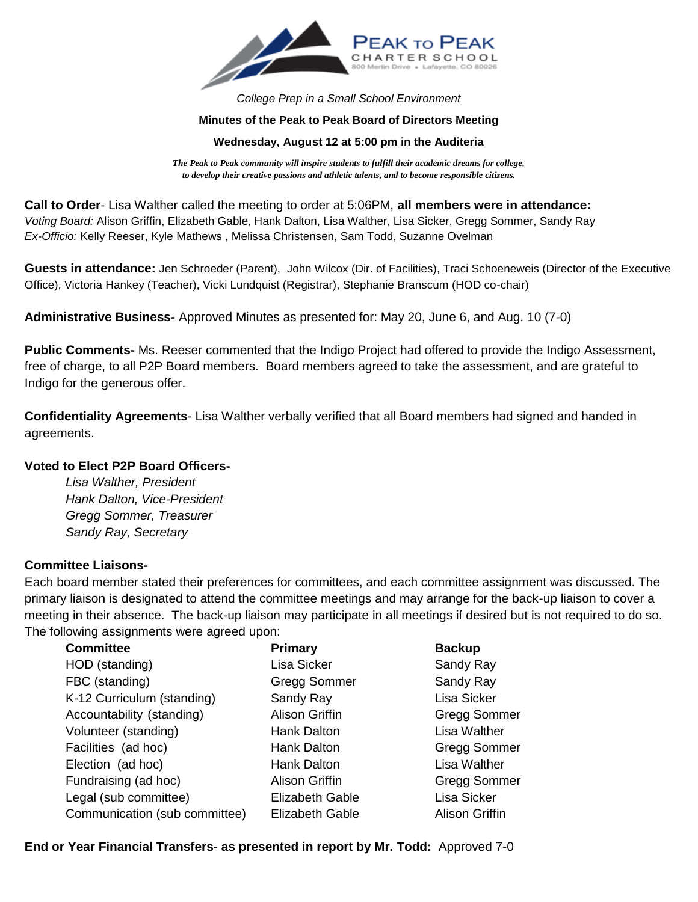**PEAK TO PEAK**
**CHARTER SCHOOL**
800 Merlin Drive • Lafayette, CO 80026

*College Prep in a Small School Environment*

**Minutes of the Peak to Peak Board of Directors Meeting**

**Wednesday, August 12 at 5:00 pm in the Auditeria**

***The Peak to Peak community will inspire students to fulfill their academic dreams for college, to develop their creative passions and athletic talents, and to become responsible citizens.***

**Call to Order**- Lisa Walther called the meeting to order at 5:06PM, **all members were in attendance:**
*Voting Board:* Alison Griffin, Elizabeth Gable, Hank Dalton, Lisa Walther, Lisa Sicker, Gregg Sommer, Sandy Ray
*Ex-Officio:* Kelly Reeser, Kyle Mathews , Melissa Christensen, Sam Todd, Suzanne Ovelman

**Guests in attendance:** Jen Schroeder (Parent), John Wilcox (Dir. of Facilities), Traci Schoeneweis (Director of the Executive Office), Victoria Hankey (Teacher), Vicki Lundquist (Registrar), Stephanie Branscum (HOD co-chair)

**Administrative Business-** Approved Minutes as presented for: May 20, June 6, and Aug. 10 (7-0)

**Public Comments-** Ms. Reeser commented that the Indigo Project had offered to provide the Indigo Assessment, free of charge, to all P2P Board members. Board members agreed to take the assessment, and are grateful to Indigo for the generous offer.

**Confidentiality Agreements**- Lisa Walther verbally verified that all Board members had signed and handed in agreements.

**Voted to Elect P2P Board Officers-**

*Lisa Walther, President*
*Hank Dalton, Vice-President*
*Gregg Sommer, Treasurer*
*Sandy Ray, Secretary*

**Committee Liaisons-**

Each board member stated their preferences for committees, and each committee assignment was discussed. The primary liaison is designated to attend the committee meetings and may arrange for the back-up liaison to cover a meeting in their absence. The back-up liaison may participate in all meetings if desired but is not required to do so. The following assignments were agreed upon:

| Committee | Primary | Backup |
|---|---|---|
| HOD (standing) | Lisa Sicker | Sandy Ray |
| FBC (standing) | Gregg Sommer | Sandy Ray |
| K-12 Curriculum (standing) | Sandy Ray | Lisa Sicker |
| Accountability (standing) | Alison Griffin | Gregg Sommer |
| Volunteer (standing) | Hank Dalton | Lisa Walther |
| Facilities (ad hoc) | Hank Dalton | Gregg Sommer |
| Election (ad hoc) | Hank Dalton | Lisa Walther |
| Fundraising (ad hoc) | Alison Griffin | Gregg Sommer |
| Legal (sub committee) | Elizabeth Gable | Lisa Sicker |
| Communication (sub committee) | Elizabeth Gable | Alison Griffin |

**End or Year Financial Transfers- as presented in report by Mr. Todd:** Approved 7-0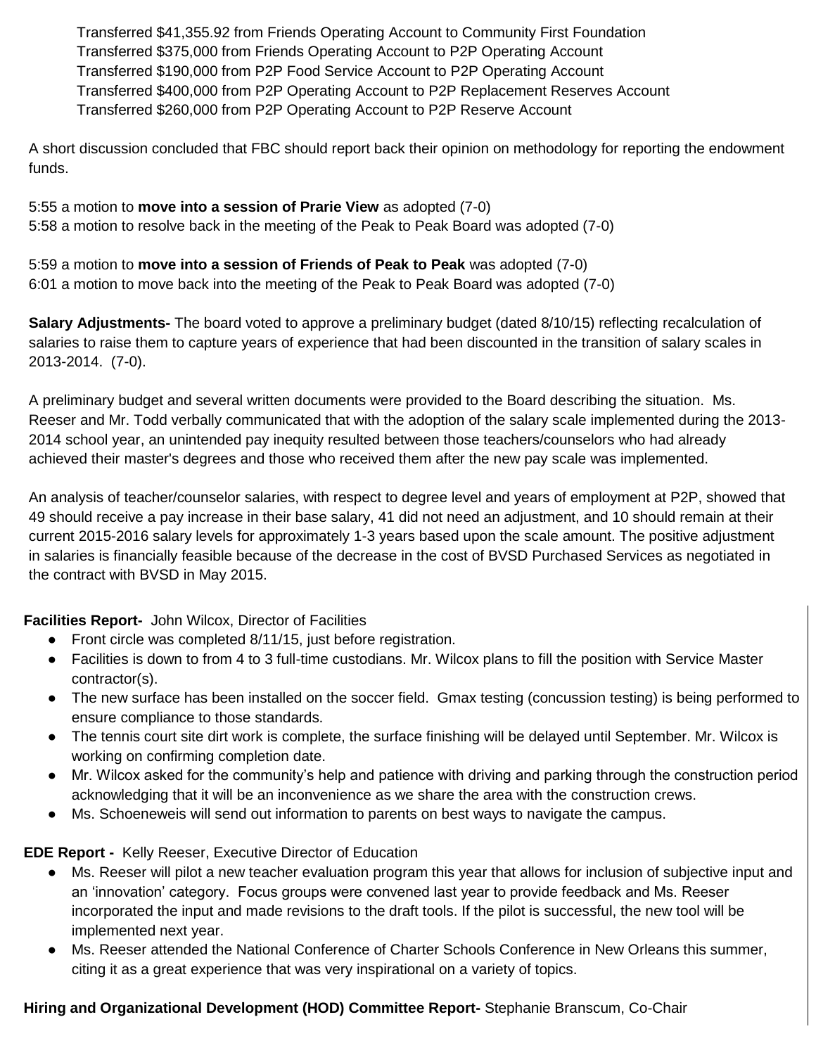Transferred $41,355.92 from Friends Operating Account to Community First Foundation
Transferred $375,000 from Friends Operating Account to P2P Operating Account
Transferred $190,000 from P2P Food Service Account to P2P Operating Account
Transferred $400,000 from P2P Operating Account to P2P Replacement Reserves Account
Transferred $260,000 from P2P Operating Account to P2P Reserve Account

A short discussion concluded that FBC should report back their opinion on methodology for reporting the endowment funds.

5:55 a motion to **move into a session of Prarie View** as adopted (7-0)
5:58 a motion to resolve back in the meeting of the Peak to Peak Board was adopted (7-0)

5:59 a motion to **move into a session of Friends of Peak to Peak** was adopted (7-0)
6:01 a motion to move back into the meeting of the Peak to Peak Board was adopted (7-0)

**Salary Adjustments-** The board voted to approve a preliminary budget (dated 8/10/15) reflecting recalculation of salaries to raise them to capture years of experience that had been discounted in the transition of salary scales in 2013-2014. (7-0).

A preliminary budget and several written documents were provided to the Board describing the situation. Ms. Reeser and Mr. Todd verbally communicated that with the adoption of the salary scale implemented during the 2013-2014 school year, an unintended pay inequity resulted between those teachers/counselors who had already achieved their master's degrees and those who received them after the new pay scale was implemented.

An analysis of teacher/counselor salaries, with respect to degree level and years of employment at P2P, showed that 49 should receive a pay increase in their base salary, 41 did not need an adjustment, and 10 should remain at their current 2015-2016 salary levels for approximately 1-3 years based upon the scale amount. The positive adjustment in salaries is financially feasible because of the decrease in the cost of BVSD Purchased Services as negotiated in the contract with BVSD in May 2015.

**Facilities Report-** John Wilcox, Director of Facilities

- Front circle was completed 8/11/15, just before registration.
- Facilities is down to from 4 to 3 full-time custodians. Mr. Wilcox plans to fill the position with Service Master contractor(s).
- The new surface has been installed on the soccer field. Gmax testing (concussion testing) is being performed to ensure compliance to those standards.
- The tennis court site dirt work is complete, the surface finishing will be delayed until September. Mr. Wilcox is working on confirming completion date.
- Mr. Wilcox asked for the community's help and patience with driving and parking through the construction period acknowledging that it will be an inconvenience as we share the area with the construction crews.
- Ms. Schoeneweis will send out information to parents on best ways to navigate the campus.

**EDE Report -** Kelly Reeser, Executive Director of Education

- Ms. Reeser will pilot a new teacher evaluation program this year that allows for inclusion of subjective input and an 'innovation' category. Focus groups were convened last year to provide feedback and Ms. Reeser incorporated the input and made revisions to the draft tools. If the pilot is successful, the new tool will be implemented next year.
- Ms. Reeser attended the National Conference of Charter Schools Conference in New Orleans this summer, citing it as a great experience that was very inspirational on a variety of topics.

**Hiring and Organizational Development (HOD) Committee Report-** Stephanie Branscum, Co-Chair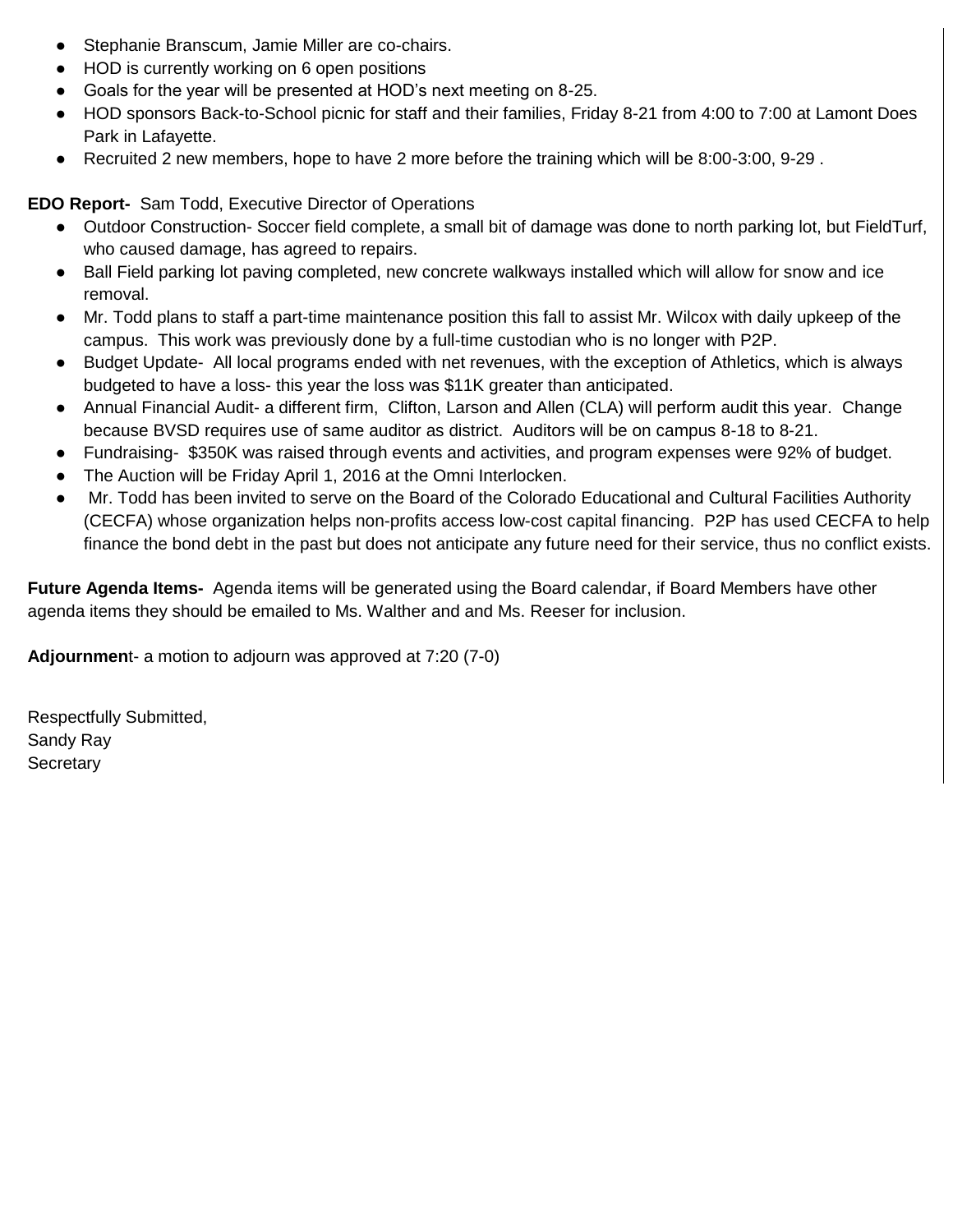- Stephanie Branscum, Jamie Miller are co-chairs.
- HOD is currently working on 6 open positions
- Goals for the year will be presented at HOD's next meeting on 8-25.
- HOD sponsors Back-to-School picnic for staff and their families, Friday 8-21 from 4:00 to 7:00 at Lamont Does Park in Lafayette.
- Recruited 2 new members, hope to have 2 more before the training which will be 8:00-3:00, 9-29 .

**EDO Report-** Sam Todd, Executive Director of Operations

- Outdoor Construction- Soccer field complete, a small bit of damage was done to north parking lot, but FieldTurf, who caused damage, has agreed to repairs.
- Ball Field parking lot paving completed, new concrete walkways installed which will allow for snow and ice removal.
- Mr. Todd plans to staff a part-time maintenance position this fall to assist Mr. Wilcox with daily upkeep of the campus. This work was previously done by a full-time custodian who is no longer with P2P.
- Budget Update- All local programs ended with net revenues, with the exception of Athletics, which is always budgeted to have a loss- this year the loss was $11K greater than anticipated.
- Annual Financial Audit- a different firm, Clifton, Larson and Allen (CLA) will perform audit this year. Change because BVSD requires use of same auditor as district. Auditors will be on campus 8-18 to 8-21.
- Fundraising- $350K was raised through events and activities, and program expenses were 92% of budget.
- The Auction will be Friday April 1, 2016 at the Omni Interlocken.
- Mr. Todd has been invited to serve on the Board of the Colorado Educational and Cultural Facilities Authority (CECFA) whose organization helps non-profits access low-cost capital financing. P2P has used CECFA to help finance the bond debt in the past but does not anticipate any future need for their service, thus no conflict exists.

**Future Agenda Items-** Agenda items will be generated using the Board calendar, if Board Members have other agenda items they should be emailed to Ms. Walther and and Ms. Reeser for inclusion.

**Adjournmen**t- a motion to adjourn was approved at 7:20 (7-0)

Respectfully Submitted,
Sandy Ray
Secretary